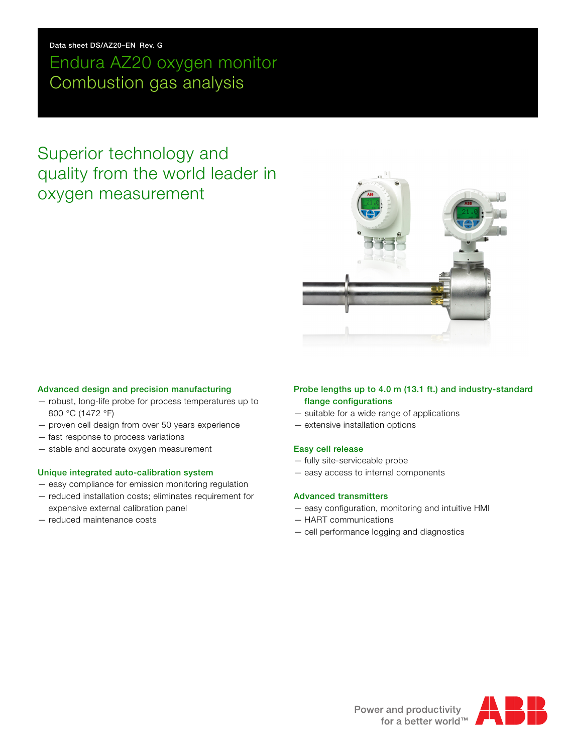Data sheet DS/AZ20–EN Rev. G

# Endura AZ20 oxygen monitor
# Combustion gas analysis

## Superior technology and quality from the world leader in oxygen measurement

### Advanced design and precision manufacturing

- robust, long-life probe for process temperatures up to 800 °C (1472 °F)
- proven cell design from over 50 years experience
- fast response to process variations
- stable and accurate oxygen measurement

### Unique integrated auto-calibration system

- easy compliance for emission monitoring regulation
- reduced installation costs; eliminates requirement for expensive external calibration panel
- reduced maintenance costs

### Probe lengths up to 4.0 m (13.1 ft.) and industry-standard flange configurations

- suitable for a wide range of applications
- extensive installation options

### Easy cell release

- fully site-serviceable probe
- easy access to internal components

### Advanced transmitters

- easy configuration, monitoring and intuitive HMI
- HART communications
- cell performance logging and diagnostics

Power and productivity for a better world™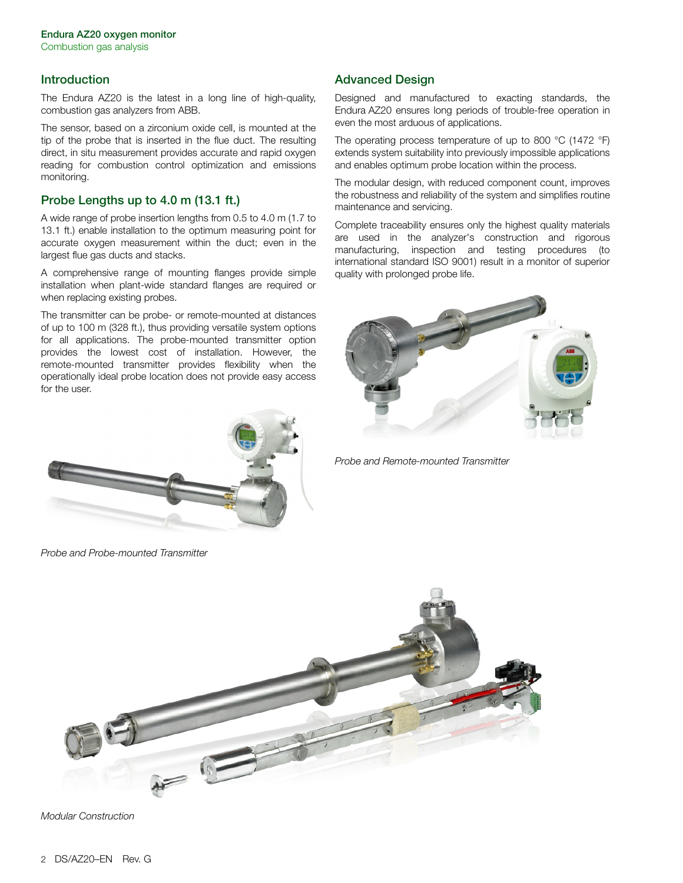## Introduction

The Endura AZ20 is the latest in a long line of high-quality, combustion gas analyzers from ABB.

The sensor, based on a zirconium oxide cell, is mounted at the tip of the probe that is inserted in the flue duct. The resulting direct, in situ measurement provides accurate and rapid oxygen reading for combustion control optimization and emissions monitoring.

## Probe Lengths up to 4.0 m (13.1 ft.)

A wide range of probe insertion lengths from 0.5 to 4.0 m (1.7 to 13.1 ft.) enable installation to the optimum measuring point for accurate oxygen measurement within the duct; even in the largest flue gas ducts and stacks.

A comprehensive range of mounting flanges provide simple installation when plant-wide standard flanges are required or when replacing existing probes.

The transmitter can be probe- or remote-mounted at distances of up to 100 m (328 ft.), thus providing versatile system options for all applications. The probe-mounted transmitter option provides the lowest cost of installation. However, the remote-mounted transmitter provides flexibility when the operationally ideal probe location does not provide easy access for the user.

*Probe and Probe-mounted Transmitter*

## Advanced Design

Designed and manufactured to exacting standards, the Endura AZ20 ensures long periods of trouble-free operation in even the most arduous of applications.

The operating process temperature of up to 800 °C (1472 °F) extends system suitability into previously impossible applications and enables optimum probe location within the process.

The modular design, with reduced component count, improves the robustness and reliability of the system and simplifies routine maintenance and servicing.

Complete traceability ensures only the highest quality materials are used in the analyzer's construction and rigorous manufacturing, inspection and testing procedures (to international standard ISO 9001) result in a monitor of superior quality with prolonged probe life.

*Probe and Remote-mounted Transmitter*

*Modular Construction*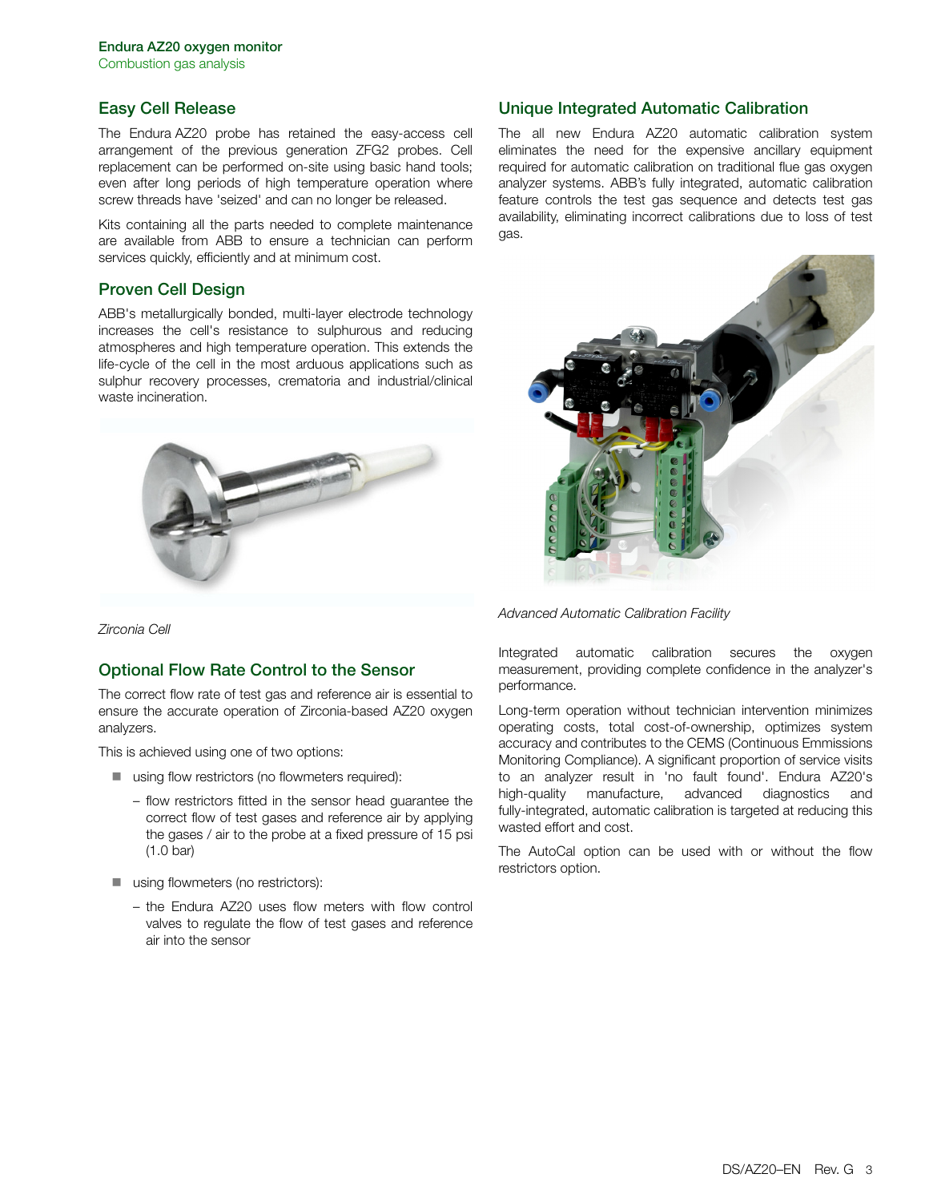## Easy Cell Release

The Endura AZ20 probe has retained the easy-access cell arrangement of the previous generation ZFG2 probes. Cell replacement can be performed on-site using basic hand tools; even after long periods of high temperature operation where screw threads have 'seized' and can no longer be released.

Kits containing all the parts needed to complete maintenance are available from ABB to ensure a technician can perform services quickly, efficiently and at minimum cost.

## Proven Cell Design

ABB's metallurgically bonded, multi-layer electrode technology increases the cell's resistance to sulphurous and reducing atmospheres and high temperature operation. This extends the life-cycle of the cell in the most arduous applications such as sulphur recovery processes, crematoria and industrial/clinical waste incineration.

*Zirconia Cell*

## Optional Flow Rate Control to the Sensor

The correct flow rate of test gas and reference air is essential to ensure the accurate operation of Zirconia-based AZ20 oxygen analyzers.

This is achieved using one of two options:

- using flow restrictors (no flowmeters required):
  - flow restrictors fitted in the sensor head guarantee the correct flow of test gases and reference air by applying the gases / air to the probe at a fixed pressure of 15 psi (1.0 bar)
- using flowmeters (no restrictors):
  - the Endura AZ20 uses flow meters with flow control valves to regulate the flow of test gases and reference air into the sensor

## Unique Integrated Automatic Calibration

The all new Endura AZ20 automatic calibration system eliminates the need for the expensive ancillary equipment required for automatic calibration on traditional flue gas oxygen analyzer systems. ABB's fully integrated, automatic calibration feature controls the test gas sequence and detects test gas availability, eliminating incorrect calibrations due to loss of test gas.

*Advanced Automatic Calibration Facility*

Integrated automatic calibration secures the oxygen measurement, providing complete confidence in the analyzer's performance.

Long-term operation without technician intervention minimizes operating costs, total cost-of-ownership, optimizes system accuracy and contributes to the CEMS (Continuous Emmissions Monitoring Compliance). A significant proportion of service visits to an analyzer result in 'no fault found'. Endura AZ20's high-quality manufacture, advanced diagnostics and fully-integrated, automatic calibration is targeted at reducing this wasted effort and cost.

The AutoCal option can be used with or without the flow restrictors option.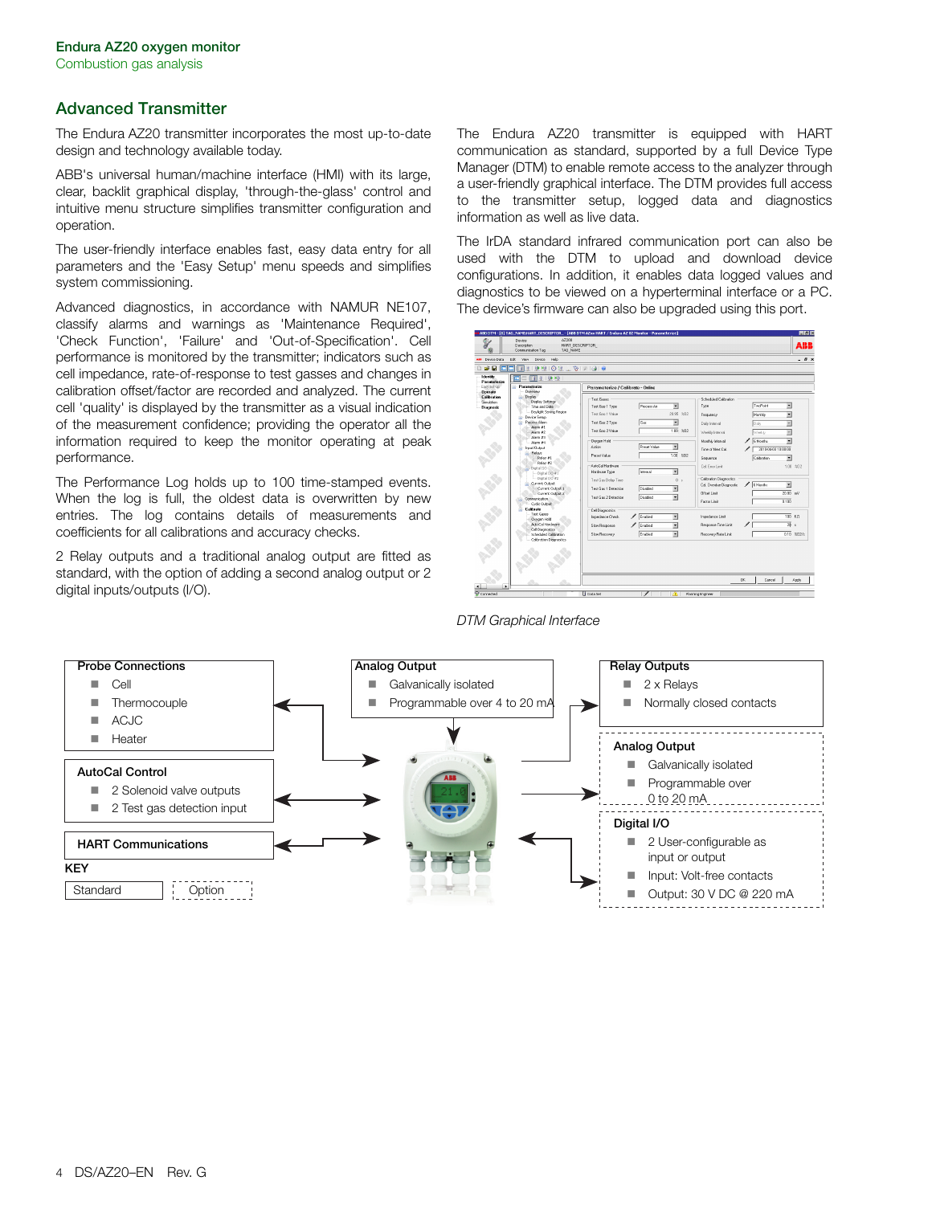## Advanced Transmitter

The Endura AZ20 transmitter incorporates the most up-to-date design and technology available today.

ABB's universal human/machine interface (HMI) with its large, clear, backlit graphical display, 'through-the-glass' control and intuitive menu structure simplifies transmitter configuration and operation.

The user-friendly interface enables fast, easy data entry for all parameters and the 'Easy Setup' menu speeds and simplifies system commissioning.

Advanced diagnostics, in accordance with NAMUR NE107, classify alarms and warnings as 'Maintenance Required', 'Check Function', 'Failure' and 'Out-of-Specification'. Cell performance is monitored by the transmitter; indicators such as cell impedance, rate-of-response to test gasses and changes in calibration offset/factor are recorded and analyzed. The current cell 'quality' is displayed by the transmitter as a visual indication of the measurement confidence; providing the operator all the information required to keep the monitor operating at peak performance.

The Performance Log holds up to 100 time-stamped events. When the log is full, the oldest data is overwritten by new entries. The log contains details of measurements and coefficients for all calibrations and accuracy checks.

2 Relay outputs and a traditional analog output are fitted as standard, with the option of adding a second analog output or 2 digital inputs/outputs (I/O).

The Endura AZ20 transmitter is equipped with HART communication as standard, supported by a full Device Type Manager (DTM) to enable remote access to the analyzer through a user-friendly graphical interface. The DTM provides full access to the transmitter setup, logged data and diagnostics information as well as live data.

The IrDA standard infrared communication port can also be used with the DTM to upload and download device configurations. In addition, it enables data logged values and diagnostics to be viewed on a hyperterminal interface or a PC. The device's firmware can also be upgraded using this port.

*DTM Graphical Interface*

**Probe Connections**
- Cell
- Thermocouple
- ACJC
- Heater

**AutoCal Control**
- 2 Solenoid valve outputs
- 2 Test gas detection input

**HART Communications**

**Analog Output**
- Galvanically isolated
- Programmable over 4 to 20 mA

**Relay Outputs**
- 2 x Relays
- Normally closed contacts

**Analog Output** (Option)
- Galvanically isolated
- Programmable over 0 to 20 mA

**Digital I/O** (Option)
- 2 User-configurable as input or output
- Input: Volt-free contacts
- Output: 30 V DC @ 220 mA

**KEY**

Standard | Option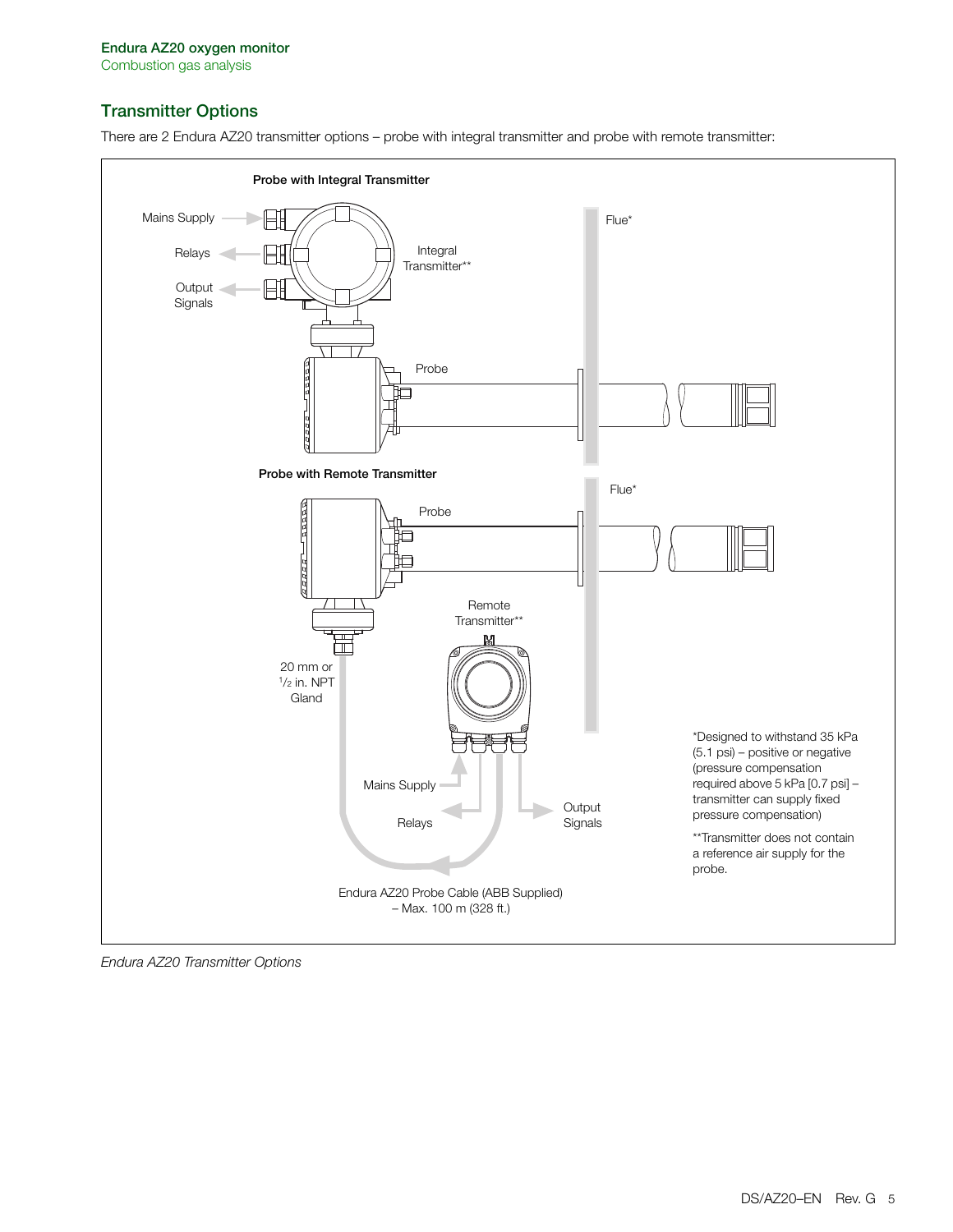## Transmitter Options

There are 2 Endura AZ20 transmitter options – probe with integral transmitter and probe with remote transmitter:

**Probe with Integral Transmitter**

Mains Supply

Relays

Output Signals

Integral Transmitter**

Probe

Flue*

**Probe with Remote Transmitter**

Probe

Flue*

Remote Transmitter**

20 mm or 1/2 in. NPT Gland

Mains Supply

Relays

Output Signals

Endura AZ20 Probe Cable (ABB Supplied) – Max. 100 m (328 ft.)

*Designed to withstand 35 kPa (5.1 psi) – positive or negative (pressure compensation required above 5 kPa [0.7 psi] – transmitter can supply fixed pressure compensation)

**Transmitter does not contain a reference air supply for the probe.

*Endura AZ20 Transmitter Options*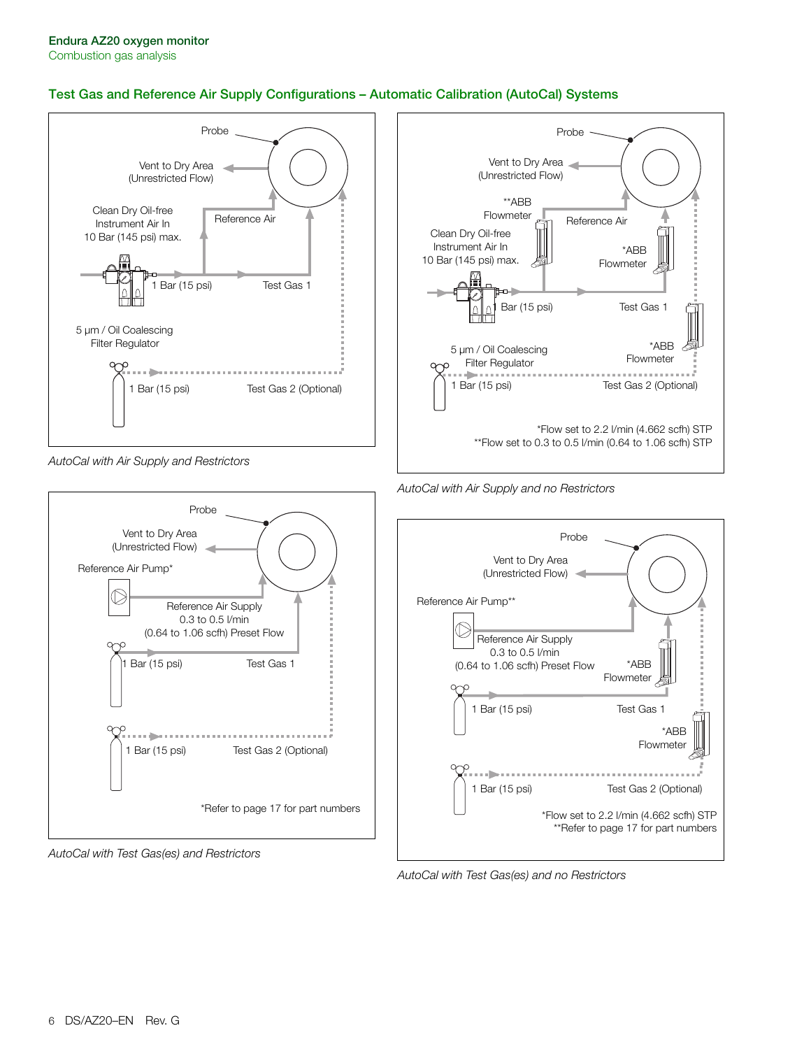## Test Gas and Reference Air Supply Configurations – Automatic Calibration (AutoCal) Systems

Probe

Vent to Dry Area (Unrestricted Flow)

Clean Dry Oil-free Instrument Air In 10 Bar (145 psi) max.

Reference Air

1 Bar (15 psi)

Test Gas 1

5 µm / Oil Coalescing Filter Regulator

1 Bar (15 psi)

Test Gas 2 (Optional)

*AutoCal with Air Supply and Restrictors*

Probe

Vent to Dry Area (Unrestricted Flow)

**ABB Flowmeter

Clean Dry Oil-free Instrument Air In 10 Bar (145 psi) max.

Reference Air

*ABB Flowmeter

1 Bar (15 psi)

Test Gas 1

5 µm / Oil Coalescing Filter Regulator

*ABB Flowmeter

1 Bar (15 psi)

Test Gas 2 (Optional)

*Flow set to 2.2 l/min (4.662 scfh) STP
**Flow set to 0.3 to 0.5 l/min (0.64 to 1.06 scfh) STP

*AutoCal with Air Supply and no Restrictors*

Probe

Vent to Dry Area (Unrestricted Flow)

Reference Air Pump*

Reference Air Supply 0.3 to 0.5 l/min (0.64 to 1.06 scfh) Preset Flow

1 Bar (15 psi)

Test Gas 1

1 Bar (15 psi)

Test Gas 2 (Optional)

*Refer to page 17 for part numbers

*AutoCal with Test Gas(es) and Restrictors*

Probe

Vent to Dry Area (Unrestricted Flow)

Reference Air Pump**

Reference Air Supply 0.3 to 0.5 l/min (0.64 to 1.06 scfh) Preset Flow

*ABB Flowmeter

1 Bar (15 psi)

Test Gas 1

*ABB Flowmeter

1 Bar (15 psi)

Test Gas 2 (Optional)

*Flow set to 2.2 l/min (4.662 scfh) STP
**Refer to page 17 for part numbers

*AutoCal with Test Gas(es) and no Restrictors*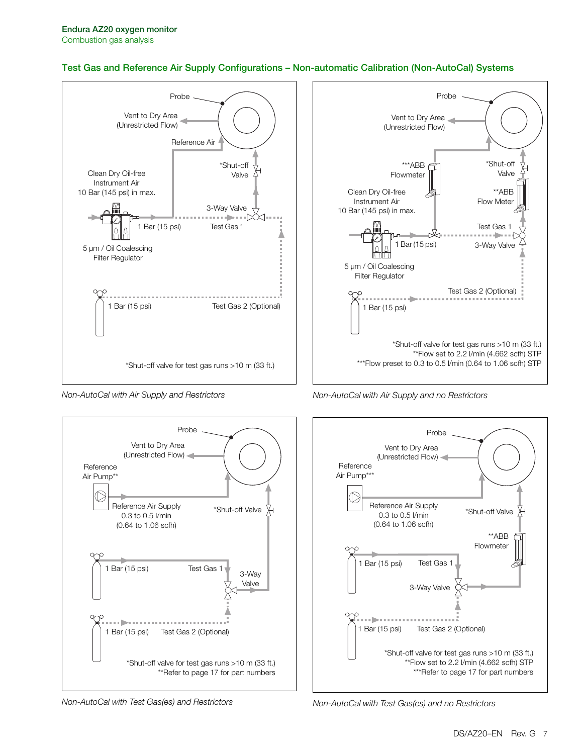## Test Gas and Reference Air Supply Configurations – Non-automatic Calibration (Non-AutoCal) Systems

Probe

Vent to Dry Area (Unrestricted Flow)

Reference Air

Clean Dry Oil-free Instrument Air 10 Bar (145 psi) in max.

*Shut-off Valve

3-Way Valve

1 Bar (15 psi)

Test Gas 1

5 µm / Oil Coalescing Filter Regulator

1 Bar (15 psi)

Test Gas 2 (Optional)

*Shut-off valve for test gas runs >10 m (33 ft.)

*Non-AutoCal with Air Supply and Restrictors*

Probe

Vent to Dry Area (Unrestricted Flow)

***ABB Flowmeter

*Shut-off Valve

Clean Dry Oil-free Instrument Air 10 Bar (145 psi) in max.

**ABB Flow Meter

Test Gas 1

1 Bar (15 psi)

3-Way Valve

5 µm / Oil Coalescing Filter Regulator

Test Gas 2 (Optional)

1 Bar (15 psi)

*Shut-off valve for test gas runs >10 m (33 ft.)
**Flow set to 2.2 l/min (4.662 scfh) STP
***Flow preset to 0.3 to 0.5 l/min (0.64 to 1.06 scfh) STP

*Non-AutoCal with Air Supply and no Restrictors*

Probe

Vent to Dry Area (Unrestricted Flow)

Reference Air Pump**

Reference Air Supply 0.3 to 0.5 l/min (0.64 to 1.06 scfh)

*Shut-off Valve

1 Bar (15 psi)

Test Gas 1

3-Way Valve

1 Bar (15 psi)

Test Gas 2 (Optional)

*Shut-off valve for test gas runs >10 m (33 ft.)
**Refer to page 17 for part numbers

*Non-AutoCal with Test Gas(es) and Restrictors*

Probe

Vent to Dry Area (Unrestricted Flow)

Reference Air Pump***

Reference Air Supply 0.3 to 0.5 l/min (0.64 to 1.06 scfh)

*Shut-off Valve

**ABB Flowmeter

1 Bar (15 psi)

Test Gas 1

3-Way Valve

1 Bar (15 psi)

Test Gas 2 (Optional)

*Shut-off valve for test gas runs >10 m (33 ft.)
**Flow set to 2.2 l/min (4.662 scfh) STP
***Refer to page 17 for part numbers

*Non-AutoCal with Test Gas(es) and no Restrictors*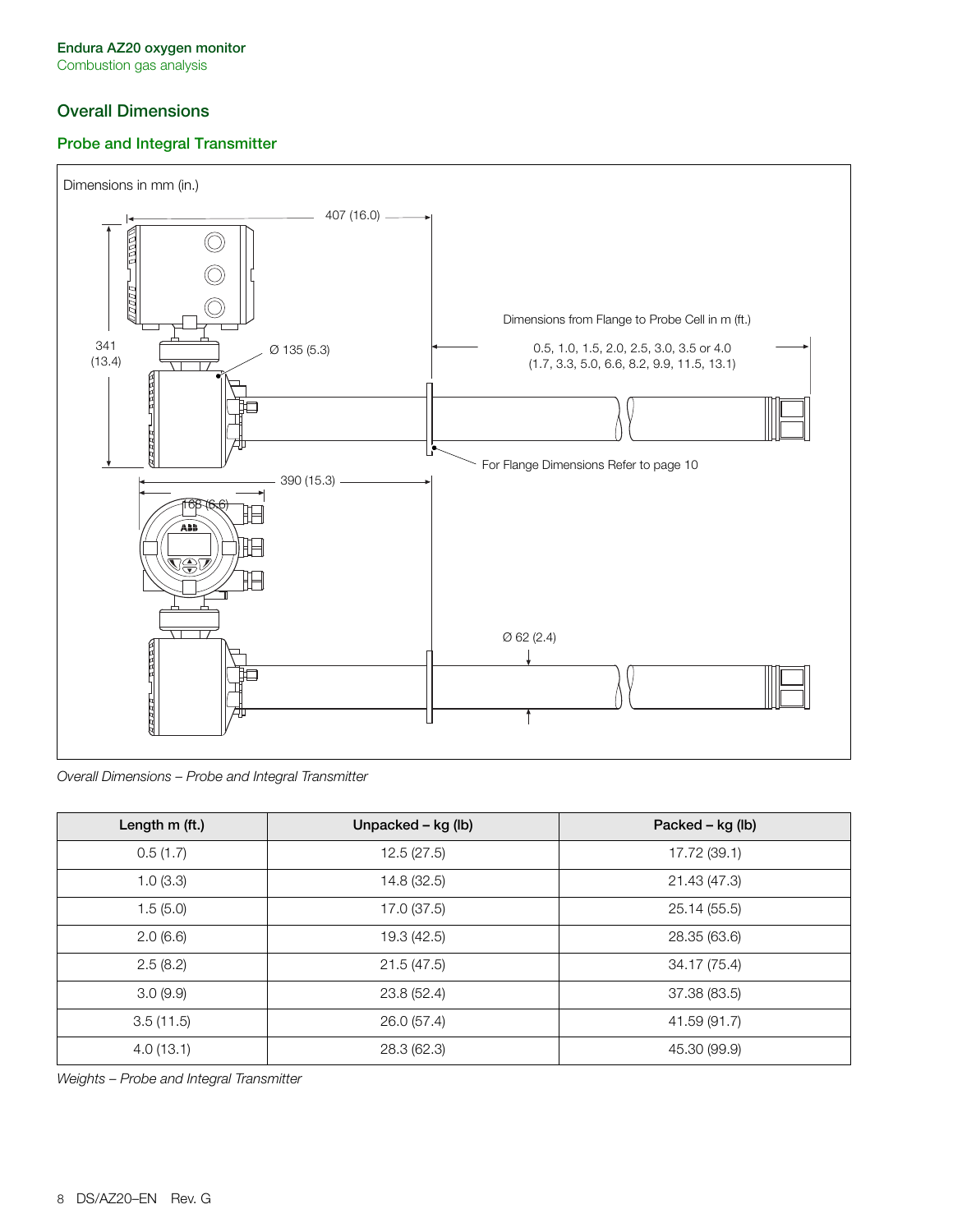## Overall Dimensions

### Probe and Integral Transmitter

Dimensions in mm (in.)

407 (16.0)

Dimensions from Flange to Probe Cell in m (ft.)

0.5, 1.0, 1.5, 2.0, 2.5, 3.0, 3.5 or 4.0
(1.7, 3.3, 5.0, 6.6, 8.2, 9.9, 11.5, 13.1)

341
(13.4)

Ø 135 (5.3)

For Flange Dimensions Refer to page 10

390 (15.3)

168 (6.6)

Ø 62 (2.4)

*Overall Dimensions – Probe and Integral Transmitter*

| Length m (ft.) | Unpacked – kg (lb) | Packed – kg (lb) |
|---|---|---|
| 0.5 (1.7) | 12.5 (27.5) | 17.72 (39.1) |
| 1.0 (3.3) | 14.8 (32.5) | 21.43 (47.3) |
| 1.5 (5.0) | 17.0 (37.5) | 25.14 (55.5) |
| 2.0 (6.6) | 19.3 (42.5) | 28.35 (63.6) |
| 2.5 (8.2) | 21.5 (47.5) | 34.17 (75.4) |
| 3.0 (9.9) | 23.8 (52.4) | 37.38 (83.5) |
| 3.5 (11.5) | 26.0 (57.4) | 41.59 (91.7) |
| 4.0 (13.1) | 28.3 (62.3) | 45.30 (99.9) |

*Weights – Probe and Integral Transmitter*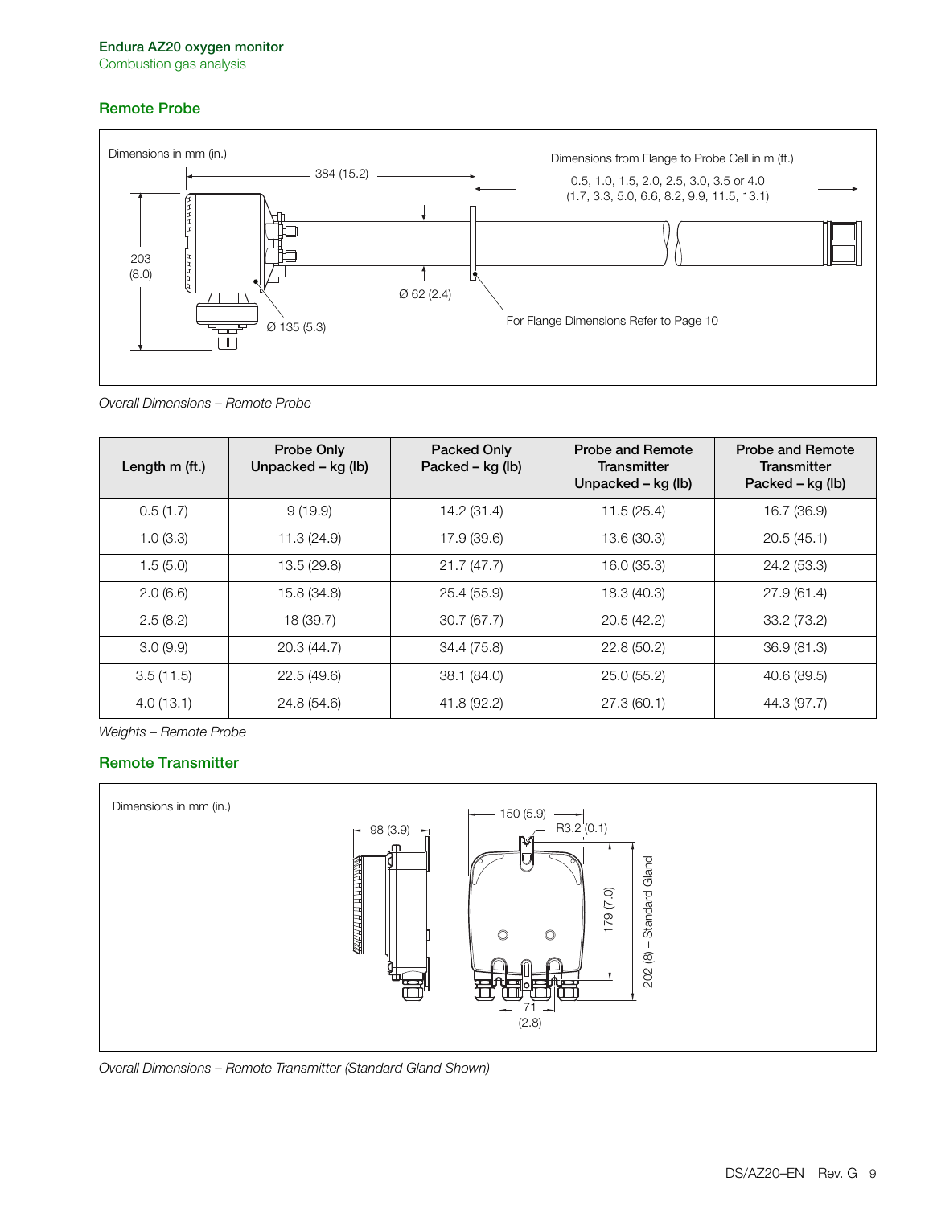## Remote Probe

Dimensions in mm (in.)

384 (15.2)

Dimensions from Flange to Probe Cell in m (ft.)

0.5, 1.0, 1.5, 2.0, 2.5, 3.0, 3.5 or 4.0
(1.7, 3.3, 5.0, 6.6, 8.2, 9.9, 11.5, 13.1)

203
(8.0)

Ø 62 (2.4)

Ø 135 (5.3)

For Flange Dimensions Refer to Page 10

*Overall Dimensions – Remote Probe*

| Length m (ft.) | Probe Only Unpacked – kg (lb) | Packed Only Packed – kg (lb) | Probe and Remote Transmitter Unpacked – kg (lb) | Probe and Remote Transmitter Packed – kg (lb) |
|---|---|---|---|---|
| 0.5 (1.7) | 9 (19.9) | 14.2 (31.4) | 11.5 (25.4) | 16.7 (36.9) |
| 1.0 (3.3) | 11.3 (24.9) | 17.9 (39.6) | 13.6 (30.3) | 20.5 (45.1) |
| 1.5 (5.0) | 13.5 (29.8) | 21.7 (47.7) | 16.0 (35.3) | 24.2 (53.3) |
| 2.0 (6.6) | 15.8 (34.8) | 25.4 (55.9) | 18.3 (40.3) | 27.9 (61.4) |
| 2.5 (8.2) | 18 (39.7) | 30.7 (67.7) | 20.5 (42.2) | 33.2 (73.2) |
| 3.0 (9.9) | 20.3 (44.7) | 34.4 (75.8) | 22.8 (50.2) | 36.9 (81.3) |
| 3.5 (11.5) | 22.5 (49.6) | 38.1 (84.0) | 25.0 (55.2) | 40.6 (89.5) |
| 4.0 (13.1) | 24.8 (54.6) | 41.8 (92.2) | 27.3 (60.1) | 44.3 (97.7) |

*Weights – Remote Probe*

## Remote Transmitter

Dimensions in mm (in.)

98 (3.9)

150 (5.9)

R3.2 (0.1)

179 (7.0)

202 (8) – Standard Gland

71
(2.8)

*Overall Dimensions – Remote Transmitter (Standard Gland Shown)*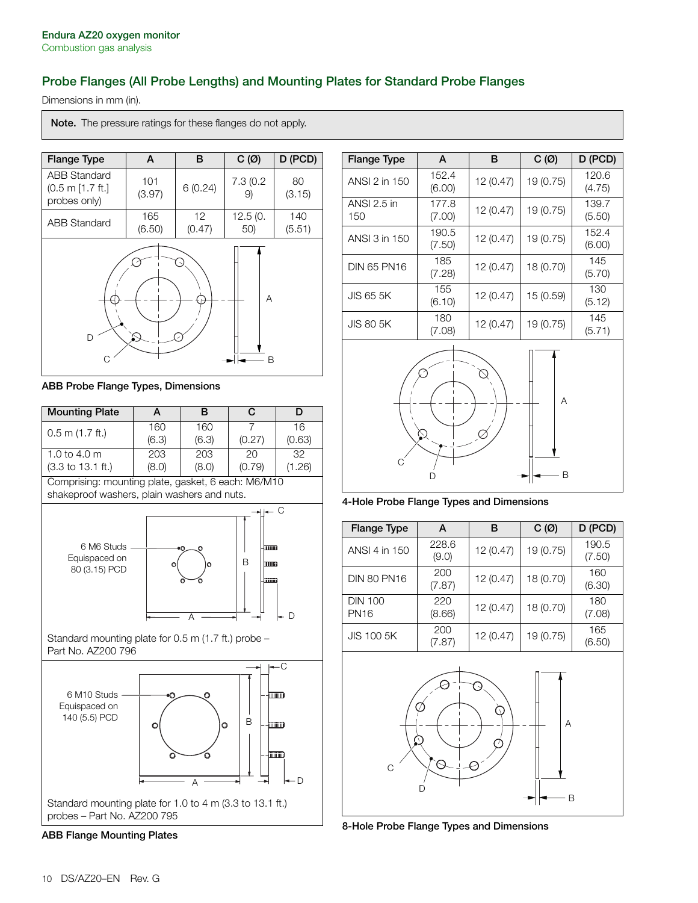## Probe Flanges (All Probe Lengths) and Mounting Plates for Standard Probe Flanges

Dimensions in mm (in).

**Note.** The pressure ratings for these flanges do not apply.

| Flange Type | A | B | C (Ø) | D (PCD) |
|---|---|---|---|---|
| ABB Standard (0.5 m [1.7 ft.] probes only) | 101 (3.97) | 6 (0.24) | 7.3 (0.29) | 80 (3.15) |
| ABB Standard | 165 (6.50) | 12 (0.47) | 12.5 (0.50) | 140 (5.51) |

ABB Probe Flange Types, Dimensions

| Mounting Plate | A | B | C | D |
|---|---|---|---|---|
| 0.5 m (1.7 ft.) | 160 (6.3) | 160 (6.3) | 7 (0.27) | 16 (0.63) |
| 1.0 to 4.0 m (3.3 to 13.1 ft.) | 203 (8.0) | 203 (8.0) | 20 (0.79) | 32 (1.26) |

Comprising: mounting plate, gasket, 6 each: M6/M10 shakeproof washers, plain washers and nuts.

6 M6 Studs Equispaced on 80 (3.15) PCD

Standard mounting plate for 0.5 m (1.7 ft.) probe – Part No. AZ200 796

6 M10 Studs Equispaced on 140 (5.5) PCD

Standard mounting plate for 1.0 to 4 m (3.3 to 13.1 ft.) probes – Part No. AZ200 795

ABB Flange Mounting Plates

| Flange Type | A | B | C (Ø) | D (PCD) |
|---|---|---|---|---|
| ANSI 2 in 150 | 152.4 (6.00) | 12 (0.47) | 19 (0.75) | 120.6 (4.75) |
| ANSI 2.5 in 150 | 177.8 (7.00) | 12 (0.47) | 19 (0.75) | 139.7 (5.50) |
| ANSI 3 in 150 | 190.5 (7.50) | 12 (0.47) | 19 (0.75) | 152.4 (6.00) |
| DIN 65 PN16 | 185 (7.28) | 12 (0.47) | 18 (0.70) | 145 (5.70) |
| JIS 65 5K | 155 (6.10) | 12 (0.47) | 15 (0.59) | 130 (5.12) |
| JIS 80 5K | 180 (7.08) | 12 (0.47) | 19 (0.75) | 145 (5.71) |

4-Hole Probe Flange Types and Dimensions

| Flange Type | A | B | C (Ø) | D (PCD) |
|---|---|---|---|---|
| ANSI 4 in 150 | 228.6 (9.0) | 12 (0.47) | 19 (0.75) | 190.5 (7.50) |
| DIN 80 PN16 | 200 (7.87) | 12 (0.47) | 18 (0.70) | 160 (6.30) |
| DIN 100 PN16 | 220 (8.66) | 12 (0.47) | 18 (0.70) | 180 (7.08) |
| JIS 100 5K | 200 (7.87) | 12 (0.47) | 19 (0.75) | 165 (6.50) |

8-Hole Probe Flange Types and Dimensions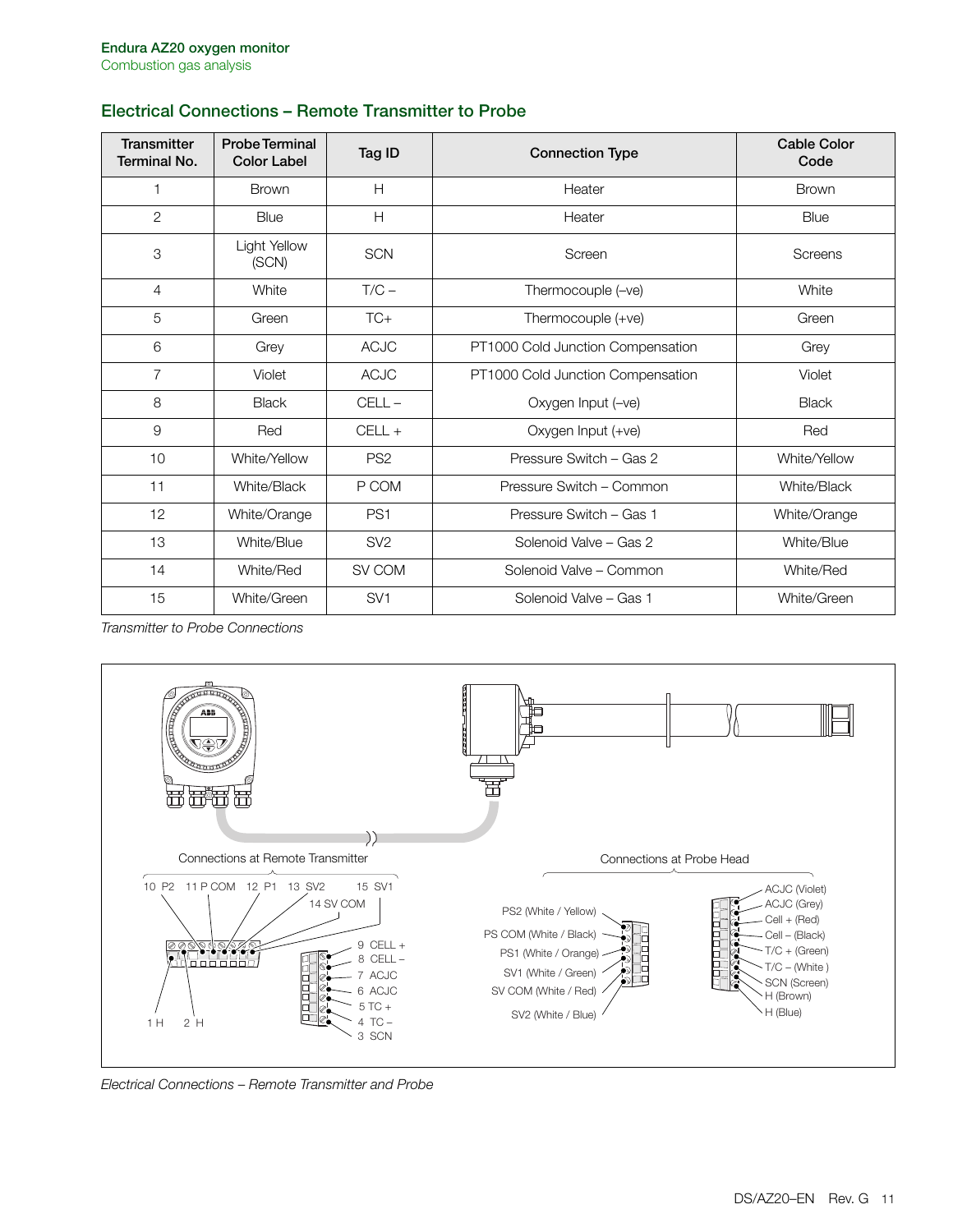## Electrical Connections – Remote Transmitter to Probe

| Transmitter Terminal No. | Probe Terminal Color Label | Tag ID | Connection Type | Cable Color Code |
|---|---|---|---|---|
| 1 | Brown | H | Heater | Brown |
| 2 | Blue | H | Heater | Blue |
| 3 | Light Yellow (SCN) | SCN | Screen | Screens |
| 4 | White | T/C – | Thermocouple (–ve) | White |
| 5 | Green | TC+ | Thermocouple (+ve) | Green |
| 6 | Grey | ACJC | PT1000 Cold Junction Compensation | Grey |
| 7 | Violet | ACJC | PT1000 Cold Junction Compensation | Violet |
| 8 | Black | CELL – | Oxygen Input (–ve) | Black |
| 9 | Red | CELL + | Oxygen Input (+ve) | Red |
| 10 | White/Yellow | PS2 | Pressure Switch – Gas 2 | White/Yellow |
| 11 | White/Black | P COM | Pressure Switch – Common | White/Black |
| 12 | White/Orange | PS1 | Pressure Switch – Gas 1 | White/Orange |
| 13 | White/Blue | SV2 | Solenoid Valve – Gas 2 | White/Blue |
| 14 | White/Red | SV COM | Solenoid Valve – Common | White/Red |
| 15 | White/Green | SV1 | Solenoid Valve – Gas 1 | White/Green |

*Transmitter to Probe Connections*

*Electrical Connections – Remote Transmitter and Probe*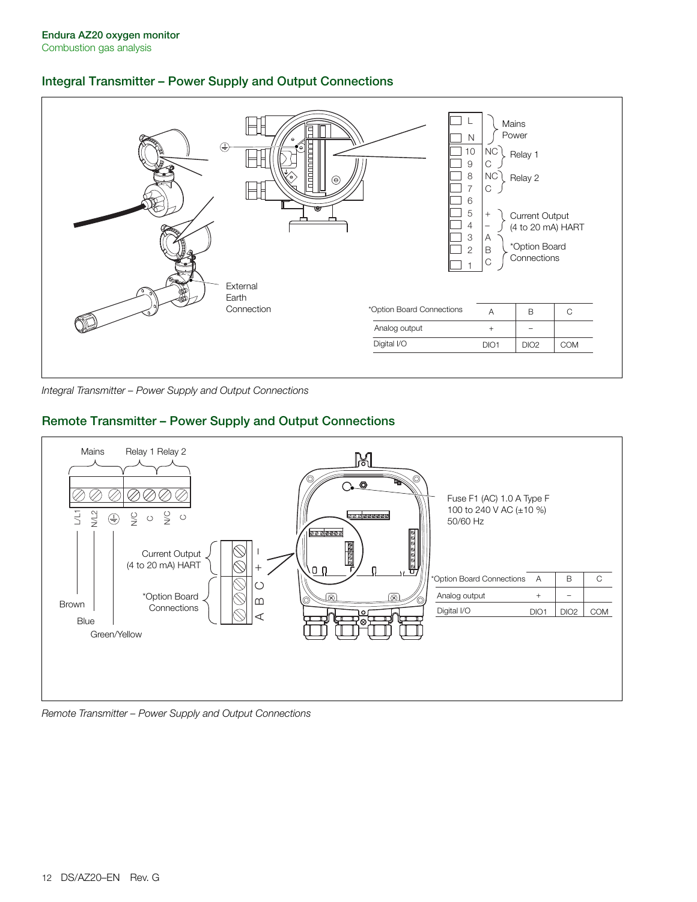## Integral Transmitter – Power Supply and Output Connections

| Terminal | | Function |
|---|---|---|
| L | | Mains Power |
| N | | |
| 10 | NC | Relay 1 |
| 9 | C | |
| 8 | NC | Relay 2 |
| 7 | C | |
| 6 | | |
| 5 | + | Current Output (4 to 20 mA) HART |
| 4 | – | |
| 3 | A | *Option Board Connections |
| 2 | B | |
| 1 | C | |

External Earth Connection

| *Option Board Connections | A | B | C |
|---|---|---|---|
| Analog output | + | – | |
| Digital I/O | DIO1 | DIO2 | COM |

*Integral Transmitter – Power Supply and Output Connections*

## Remote Transmitter – Power Supply and Output Connections

Mains: L/L1 (Brown), N/L2 (Blue), Earth (Green/Yellow)

Relay 1: N/C, C

Relay 2: N/C, C

Current Output (4 to 20 mA) HART: –, +

*Option Board Connections: C, B, A

Fuse F1 (AC) 1.0 A Type F
100 to 240 V AC (±10 %)
50/60 Hz

| *Option Board Connections | A | B | C |
|---|---|---|---|
| Analog output | + | – | |
| Digital I/O | DIO1 | DIO2 | COM |

*Remote Transmitter – Power Supply and Output Connections*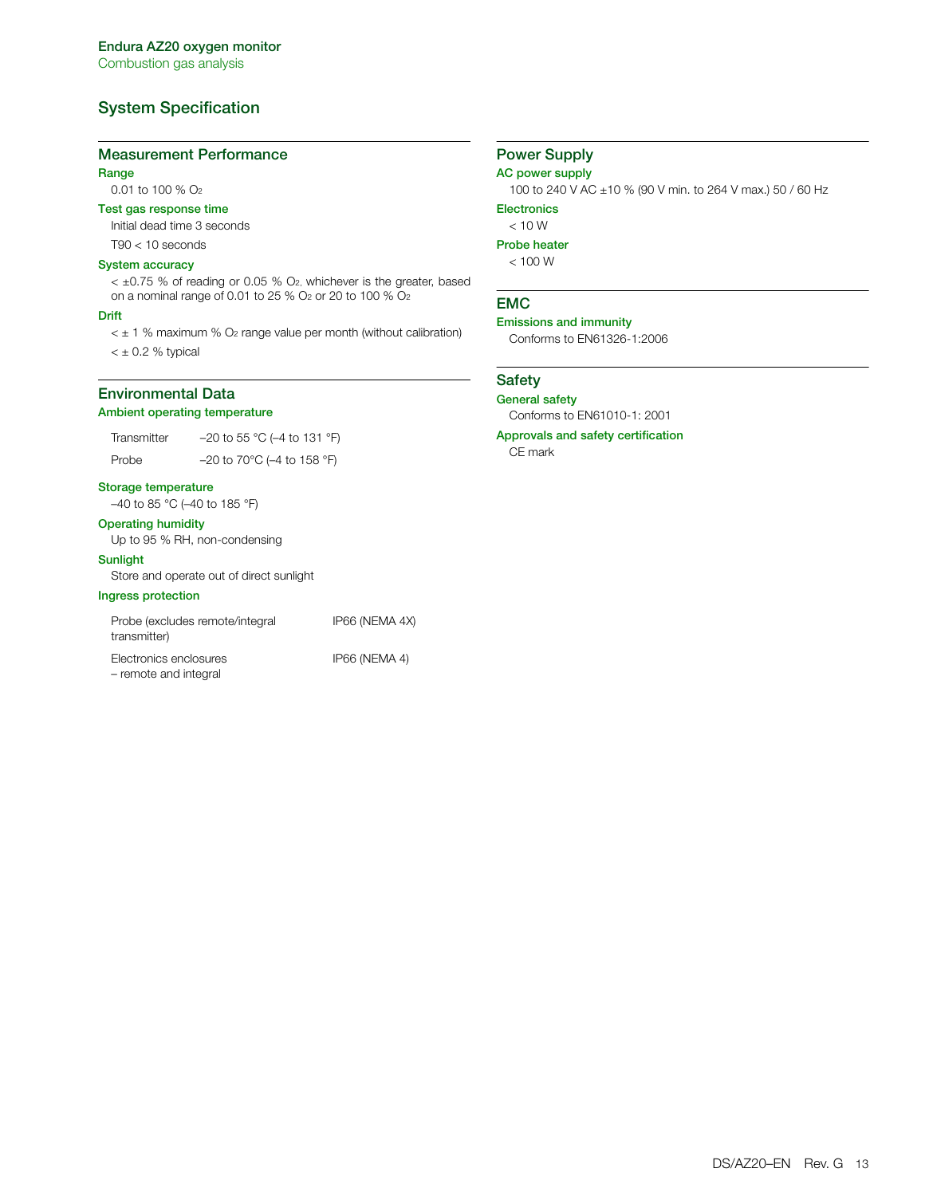# System Specification

## Measurement Performance

### Range

0.01 to 100 % $O_2$

### Test gas response time

Initial dead time 3 seconds

T90 < 10 seconds

### System accuracy

< ±0.75 % of reading or 0.05 % $O_2$, whichever is the greater, based on a nominal range of 0.01 to 25 % $O_2$ or 20 to 100 % $O_2$

### Drift

< ± 1 % maximum % $O_2$ range value per month (without calibration)

< ± 0.2 % typical

## Environmental Data

### Ambient operating temperature

| | |
|---|---|
| Transmitter | –20 to 55 °C (–4 to 131 °F) |
| Probe | –20 to 70°C (–4 to 158 °F) |

### Storage temperature

–40 to 85 °C (–40 to 185 °F)

### Operating humidity

Up to 95 % RH, non-condensing

### Sunlight

Store and operate out of direct sunlight

### Ingress protection

| | |
|---|---|
| Probe (excludes remote/integral transmitter) | IP66 (NEMA 4X) |
| Electronics enclosures – remote and integral | IP66 (NEMA 4) |

## Power Supply

### AC power supply

100 to 240 V AC ±10 % (90 V min. to 264 V max.) 50 / 60 Hz

### Electronics

< 10 W

### Probe heater

< 100 W

## EMC

### Emissions and immunity

Conforms to EN61326-1:2006

## Safety

### General safety

Conforms to EN61010-1: 2001

### Approvals and safety certification

CE mark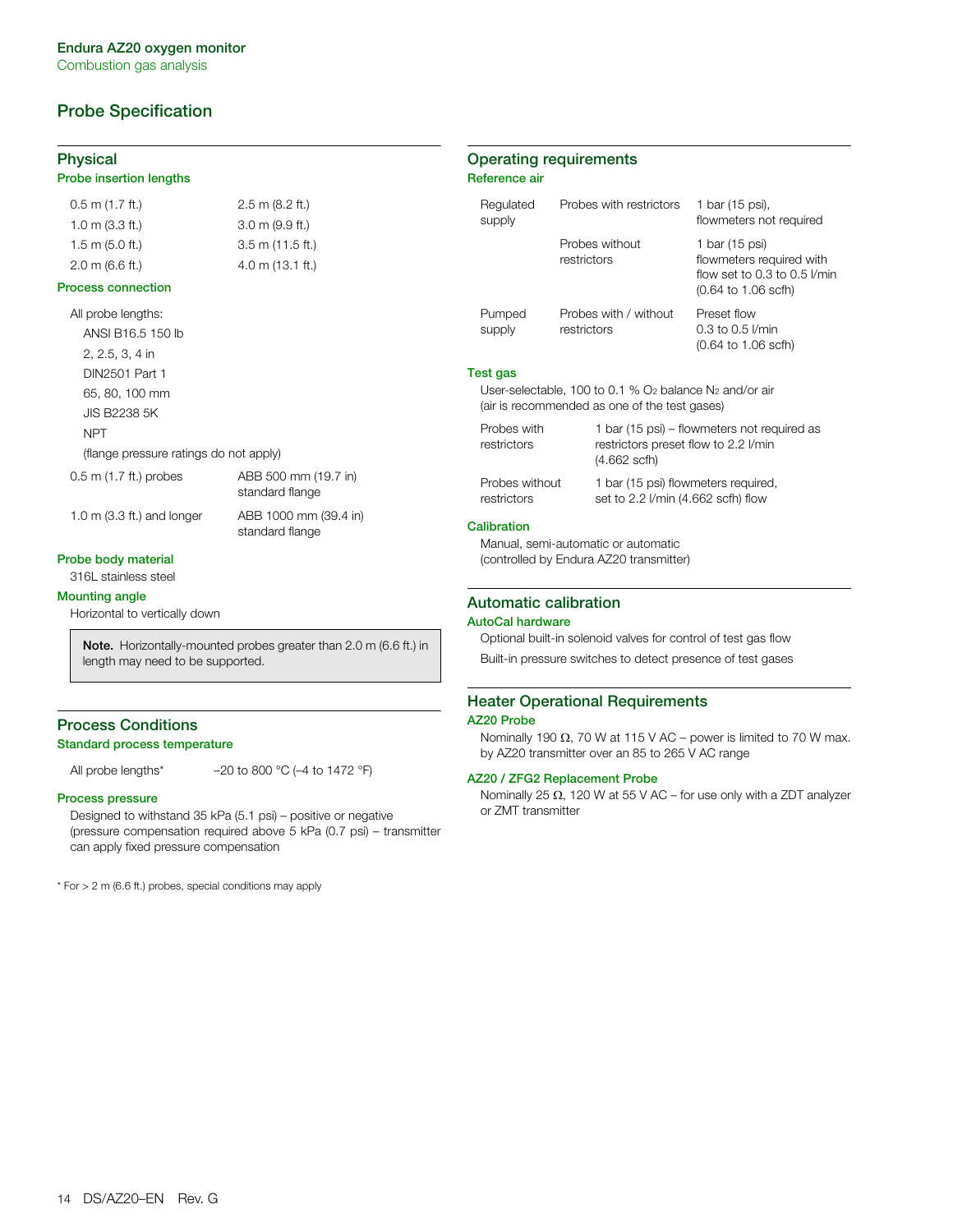# Probe Specification

## Physical

### Probe insertion lengths

| | |
|---|---|
| 0.5 m (1.7 ft.) | 2.5 m (8.2 ft.) |
| 1.0 m (3.3 ft.) | 3.0 m (9.9 ft.) |
| 1.5 m (5.0 ft.) | 3.5 m (11.5 ft.) |
| 2.0 m (6.6 ft.) | 4.0 m (13.1 ft.) |

### Process connection

All probe lengths:

- ANSI B16.5 150 lb
- 2, 2.5, 3, 4 in
- DIN2501 Part 1
- 65, 80, 100 mm
- JIS B2238 5K
- NPT
- (flange pressure ratings do not apply)

| | |
|---|---|
| 0.5 m (1.7 ft.) probes | ABB 500 mm (19.7 in) standard flange |
| 1.0 m (3.3 ft.) and longer | ABB 1000 mm (39.4 in) standard flange |

### Probe body material

316L stainless steel

### Mounting angle

Horizontal to vertically down

> **Note.** Horizontally-mounted probes greater than 2.0 m (6.6 ft.) in length may need to be supported.

## Process Conditions

### Standard process temperature

All probe lengths* –20 to 800 °C (–4 to 1472 °F)

### Process pressure

Designed to withstand 35 kPa (5.1 psi) – positive or negative (pressure compensation required above 5 kPa (0.7 psi) – transmitter can apply fixed pressure compensation

\* For > 2 m (6.6 ft.) probes, special conditions may apply

## Operating requirements

### Reference air

| | | |
|---|---|---|
| Regulated supply | Probes with restrictors | 1 bar (15 psi), flowmeters not required |
| | Probes without restrictors | 1 bar (15 psi) flowmeters required with flow set to 0.3 to 0.5 l/min (0.64 to 1.06 scfh) |
| Pumped supply | Probes with / without restrictors | Preset flow 0.3 to 0.5 l/min (0.64 to 1.06 scfh) |

### Test gas

User-selectable, 100 to 0.1 % $O_2$ balance $N_2$ and/or air (air is recommended as one of the test gases)

| | |
|---|---|
| Probes with restrictors | 1 bar (15 psi) – flowmeters not required as restrictors preset flow to 2.2 l/min (4.662 scfh) |
| Probes without restrictors | 1 bar (15 psi) flowmeters required, set to 2.2 l/min (4.662 scfh) flow |

### Calibration

Manual, semi-automatic or automatic (controlled by Endura AZ20 transmitter)

## Automatic calibration

### AutoCal hardware

Optional built-in solenoid valves for control of test gas flow

Built-in pressure switches to detect presence of test gases

## Heater Operational Requirements

### AZ20 Probe

Nominally 190 Ω, 70 W at 115 V AC – power is limited to 70 W max. by AZ20 transmitter over an 85 to 265 V AC range

### AZ20 / ZFG2 Replacement Probe

Nominally 25 Ω, 120 W at 55 V AC – for use only with a ZDT analyzer or ZMT transmitter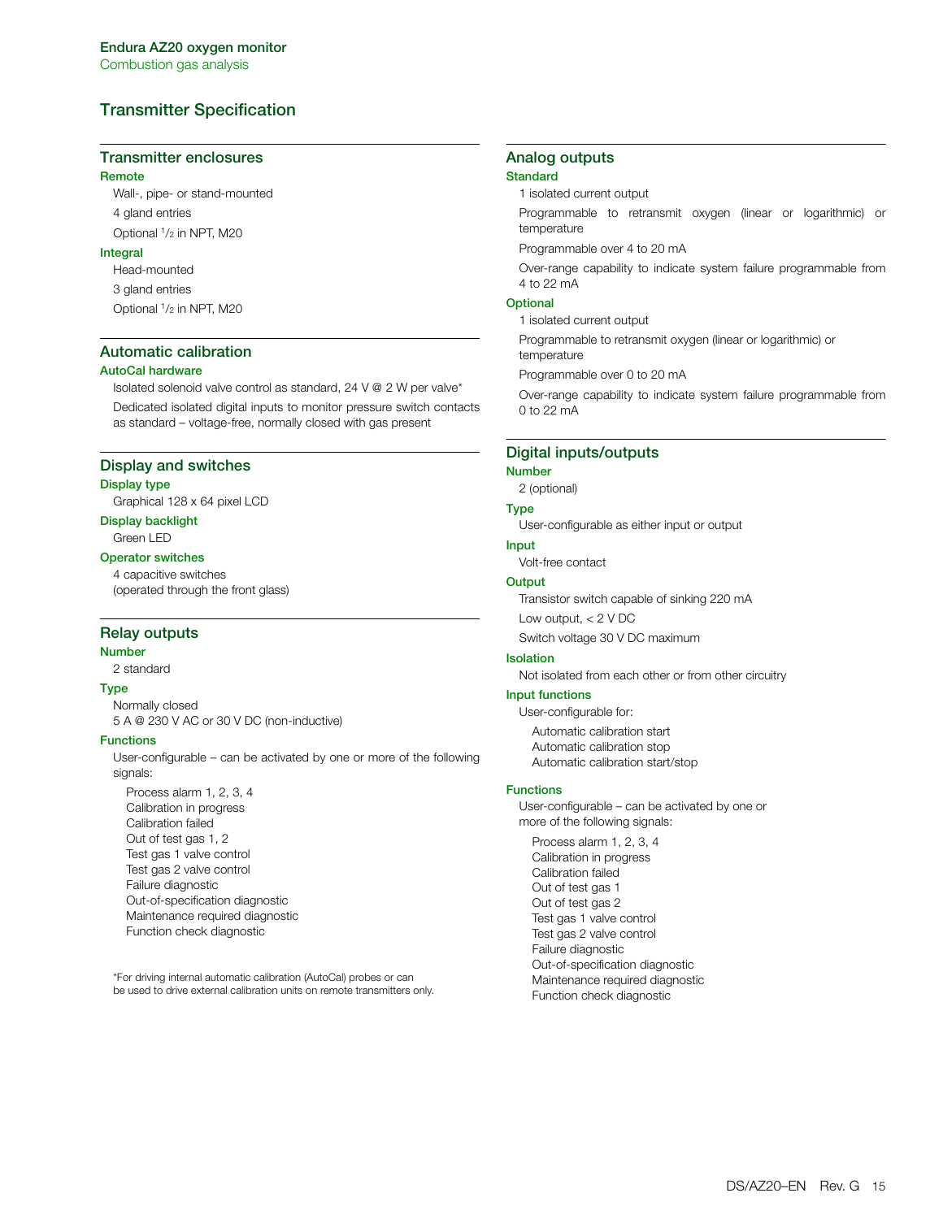## Transmitter Specification

### Transmitter enclosures

#### Remote

Wall-, pipe- or stand-mounted

4 gland entries

Optional ½ in NPT, M20

#### Integral

Head-mounted

3 gland entries

Optional ½ in NPT, M20

### Automatic calibration

#### AutoCal hardware

Isolated solenoid valve control as standard, 24 V @ 2 W per valve*

Dedicated isolated digital inputs to monitor pressure switch contacts as standard – voltage-free, normally closed with gas present

### Display and switches

#### Display type

Graphical 128 x 64 pixel LCD

#### Display backlight

Green LED

#### Operator switches

4 capacitive switches
(operated through the front glass)

### Relay outputs

#### Number

2 standard

#### Type

Normally closed
5 A @ 230 V AC or 30 V DC (non-inductive)

#### Functions

User-configurable – can be activated by one or more of the following signals:

- Process alarm 1, 2, 3, 4
- Calibration in progress
- Calibration failed
- Out of test gas 1, 2
- Test gas 1 valve control
- Test gas 2 valve control
- Failure diagnostic
- Out-of-specification diagnostic
- Maintenance required diagnostic
- Function check diagnostic

*For driving internal automatic calibration (AutoCal) probes or can be used to drive external calibration units on remote transmitters only.

### Analog outputs

#### Standard

1 isolated current output

Programmable to retransmit oxygen (linear or logarithmic) or temperature

Programmable over 4 to 20 mA

Over-range capability to indicate system failure programmable from 4 to 22 mA

#### Optional

1 isolated current output

Programmable to retransmit oxygen (linear or logarithmic) or temperature

Programmable over 0 to 20 mA

Over-range capability to indicate system failure programmable from 0 to 22 mA

### Digital inputs/outputs

#### Number

2 (optional)

#### Type

User-configurable as either input or output

#### Input

Volt-free contact

#### Output

Transistor switch capable of sinking 220 mA

Low output, < 2 V DC

Switch voltage 30 V DC maximum

#### Isolation

Not isolated from each other or from other circuitry

#### Input functions

User-configurable for:

- Automatic calibration start
- Automatic calibration stop
- Automatic calibration start/stop

#### Functions

User-configurable – can be activated by one or more of the following signals:

- Process alarm 1, 2, 3, 4
- Calibration in progress
- Calibration failed
- Out of test gas 1
- Out of test gas 2
- Test gas 1 valve control
- Test gas 2 valve control
- Failure diagnostic
- Out-of-specification diagnostic
- Maintenance required diagnostic
- Function check diagnostic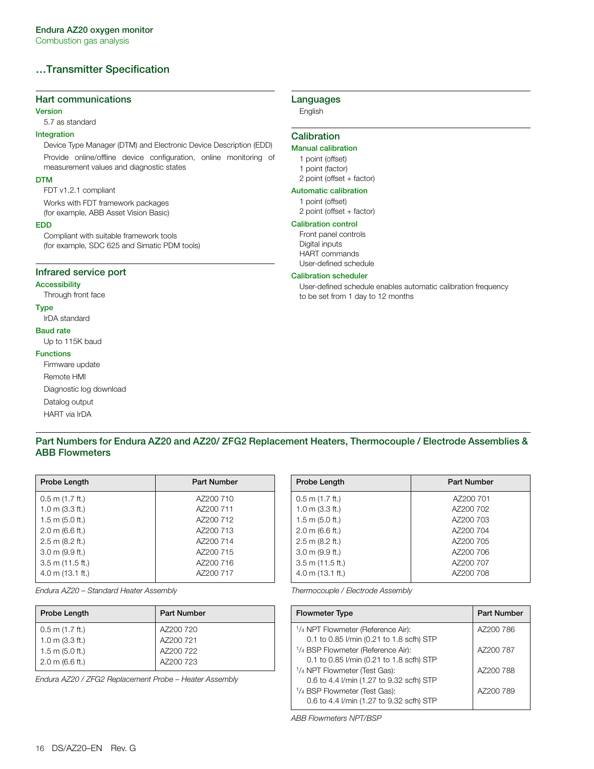## …Transmitter Specification

### Hart communications

#### Version

5.7 as standard

#### Integration

Device Type Manager (DTM) and Electronic Device Description (EDD)

Provide online/offline device configuration, online monitoring of measurement values and diagnostic states

#### DTM

FDT v1.2.1 compliant

Works with FDT framework packages
(for example, ABB Asset Vision Basic)

#### EDD

Compliant with suitable framework tools
(for example, SDC 625 and Simatic PDM tools)

### Infrared service port

#### Accessibility

Through front face

#### Type

IrDA standard

#### Baud rate

Up to 115K baud

#### Functions

Firmware update

Remote HMI

Diagnostic log download

Datalog output

HART via IrDA

### Languages

English

### Calibration

#### Manual calibration

1 point (offset)
1 point (factor)
2 point (offset + factor)

#### Automatic calibration

1 point (offset)
2 point (offset + factor)

#### Calibration control

Front panel controls
Digital inputs
HART commands
User-defined schedule

#### Calibration scheduler

User-defined schedule enables automatic calibration frequency to be set from 1 day to 12 months

## Part Numbers for Endura AZ20 and AZ20/ ZFG2 Replacement Heaters, Thermocouple / Electrode Assemblies & ABB Flowmeters

| Probe Length | Part Number |
|---|---|
| 0.5 m (1.7 ft.) | AZ200 710 |
| 1.0 m (3.3 ft.) | AZ200 711 |
| 1.5 m (5.0 ft.) | AZ200 712 |
| 2.0 m (6.6 ft.) | AZ200 713 |
| 2.5 m (8.2 ft.) | AZ200 714 |
| 3.0 m (9.9 ft.) | AZ200 715 |
| 3.5 m (11.5 ft.) | AZ200 716 |
| 4.0 m (13.1 ft.) | AZ200 717 |

*Endura AZ20 – Standard Heater Assembly*

| Probe Length | Part Number |
|---|---|
| 0.5 m (1.7 ft.) | AZ200 701 |
| 1.0 m (3.3 ft.) | AZ200 702 |
| 1.5 m (5.0 ft.) | AZ200 703 |
| 2.0 m (6.6 ft.) | AZ200 704 |
| 2.5 m (8.2 ft.) | AZ200 705 |
| 3.0 m (9.9 ft.) | AZ200 706 |
| 3.5 m (11.5 ft.) | AZ200 707 |
| 4.0 m (13.1 ft.) | AZ200 708 |

*Thermocouple / Electrode Assembly*

| Probe Length | Part Number |
|---|---|
| 0.5 m (1.7 ft.) | AZ200 720 |
| 1.0 m (3.3 ft.) | AZ200 721 |
| 1.5 m (5.0 ft.) | AZ200 722 |
| 2.0 m (6.6 ft.) | AZ200 723 |

*Endura AZ20 / ZFG2 Replacement Probe – Heater Assembly*

| Flowmeter Type | Part Number |
|---|---|
| 1/4 NPT Flowmeter (Reference Air): 0.1 to 0.85 l/min (0.21 to 1.8 scfh) STP | AZ200 786 |
| 1/4 BSP Flowmeter (Reference Air): 0.1 to 0.85 l/min (0.21 to 1.8 scfh) STP | AZ200 787 |
| 1/4 NPT Flowmeter (Test Gas): 0.6 to 4.4 l/min (1.27 to 9.32 scfh) STP | AZ200 788 |
| 1/4 BSP Flowmeter (Test Gas): 0.6 to 4.4 l/min (1.27 to 9.32 scfh) STP | AZ200 789 |

*ABB Flowmeters NPT/BSP*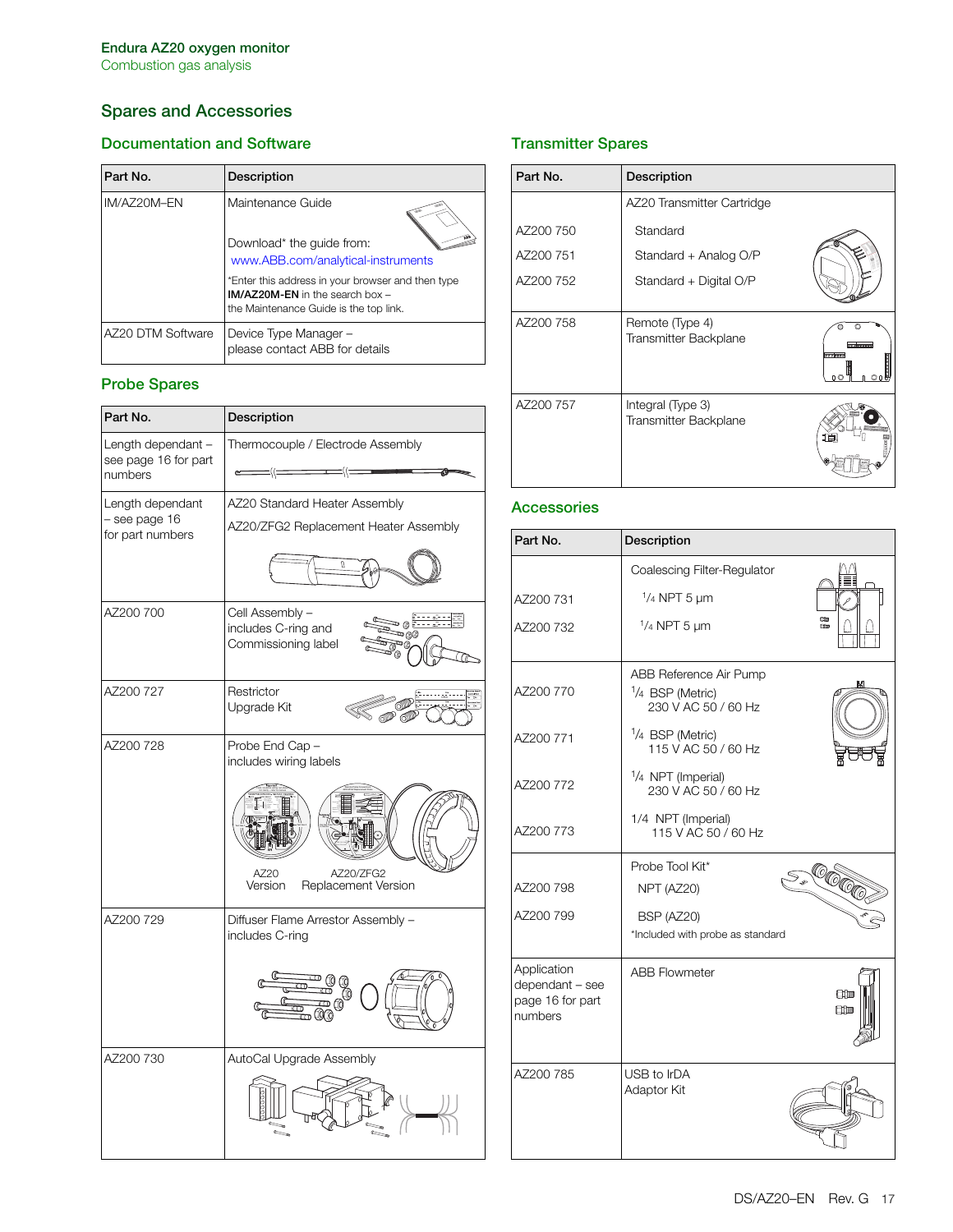## Spares and Accessories

### Documentation and Software

| Part No. | Description |
|---|---|
| IM/AZ20M–EN | Maintenance Guide<br><br>Download* the guide from:<br>www.ABB.com/analytical-instruments<br><br>*Enter this address in your browser and then type **IM/AZ20M-EN** in the search box – the Maintenance Guide is the top link. |
| AZ20 DTM Software | Device Type Manager – please contact ABB for details |

### Probe Spares

| Part No. | Description |
|---|---|
| Length dependant – see page 16 for part numbers | Thermocouple / Electrode Assembly |
| Length dependant – see page 16 for part numbers | AZ20 Standard Heater Assembly<br>AZ20/ZFG2 Replacement Heater Assembly |
| AZ200 700 | Cell Assembly – includes C-ring and Commissioning label |
| AZ200 727 | Restrictor Upgrade Kit |
| AZ200 728 | Probe End Cap – includes wiring labels<br><br>AZ20 Version / AZ20/ZFG2 Replacement Version |
| AZ200 729 | Diffuser Flame Arrestor Assembly – includes C-ring |
| AZ200 730 | AutoCal Upgrade Assembly |

### Transmitter Spares

| Part No. | Description |
|---|---|
| | AZ20 Transmitter Cartridge |
| AZ200 750 | Standard |
| AZ200 751 | Standard + Analog O/P |
| AZ200 752 | Standard + Digital O/P |
| AZ200 758 | Remote (Type 4) Transmitter Backplane |
| AZ200 757 | Integral (Type 3) Transmitter Backplane |

### Accessories

| Part No. | Description |
|---|---|
| | Coalescing Filter-Regulator |
| AZ200 731 | 1/4 NPT 5 µm |
| AZ200 732 | 1/4 NPT 5 µm |
| | ABB Reference Air Pump |
| AZ200 770 | 1/4 BSP (Metric) 230 V AC 50 / 60 Hz |
| AZ200 771 | 1/4 BSP (Metric) 115 V AC 50 / 60 Hz |
| AZ200 772 | 1/4 NPT (Imperial) 230 V AC 50 / 60 Hz |
| AZ200 773 | 1/4 NPT (Imperial) 115 V AC 50 / 60 Hz |
| | Probe Tool Kit* |
| AZ200 798 | NPT (AZ20) |
| AZ200 799 | BSP (AZ20)<br>*Included with probe as standard |
| Application dependant – see page 16 for part numbers | ABB Flowmeter |
| AZ200 785 | USB to IrDA Adaptor Kit |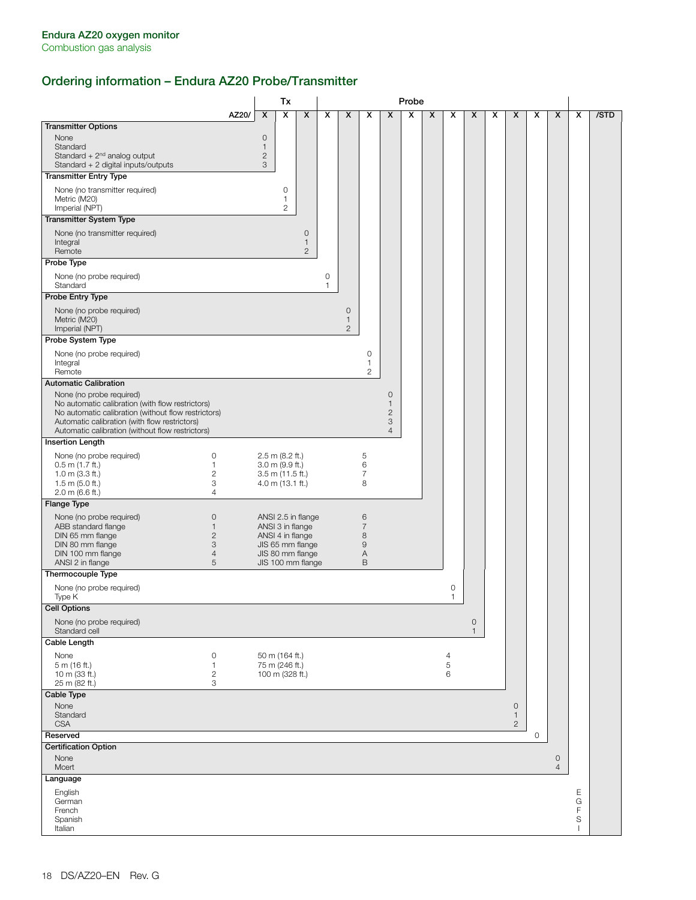Endura AZ20 oxygen monitor
Combustion gas analysis

## Ordering information – Endura AZ20 Probe/Transmitter

| | AZ20/ | Tx | | | Probe | | | | | | | | | | | | | | /STD |
|---|---|---|---|---|---|---|---|---|---|---|---|---|---|---|---|---|---|---|---|
| | | X | X | X | X | X | X | X | X | X | X | X | X | X | X | X | X | | |
| **Transmitter Options** | | | | | | | | | | | | | | | | | | | |
| None | | 0 | | | | | | | | | | | | | | | | | |
| Standard | | 1 | | | | | | | | | | | | | | | | | |
| Standard + 2nd analog output | | 2 | | | | | | | | | | | | | | | | | |
| Standard + 2 digital inputs/outputs | | 3 | | | | | | | | | | | | | | | | | |
| **Transmitter Entry Type** | | | | | | | | | | | | | | | | | | | |
| None (no transmitter required) | | | 0 | | | | | | | | | | | | | | | | |
| Metric (M20) | | | 1 | | | | | | | | | | | | | | | | |
| Imperial (NPT) | | | 2 | | | | | | | | | | | | | | | | |
| **Transmitter System Type** | | | | | | | | | | | | | | | | | | | |
| None (no transmitter required) | | | | 0 | | | | | | | | | | | | | | | |
| Integral | | | | 1 | | | | | | | | | | | | | | | |
| Remote | | | | 2 | | | | | | | | | | | | | | | |
| **Probe Type** | | | | | | | | | | | | | | | | | | | |
| None (no probe required) | | | | | 0 | | | | | | | | | | | | | | |
| Standard | | | | | 1 | | | | | | | | | | | | | | |
| **Probe Entry Type** | | | | | | | | | | | | | | | | | | | |
| None (no probe required) | | | | | | 0 | | | | | | | | | | | | | |
| Metric (M20) | | | | | | 1 | | | | | | | | | | | | | |
| Imperial (NPT) | | | | | | 2 | | | | | | | | | | | | | |
| **Probe System Type** | | | | | | | | | | | | | | | | | | | |
| None (no probe required) | | | | | | | 0 | | | | | | | | | | | | |
| Integral | | | | | | | 1 | | | | | | | | | | | | |
| Remote | | | | | | | 2 | | | | | | | | | | | | |
| **Automatic Calibration** | | | | | | | | | | | | | | | | | | | |
| None (no probe required) | | | | | | | | 0 | | | | | | | | | | | |
| No automatic calibration (with flow restrictors) | | | | | | | | 1 | | | | | | | | | | | |
| No automatic calibration (without flow restrictors) | | | | | | | | 2 | | | | | | | | | | | |
| Automatic calibration (with flow restrictors) | | | | | | | | 3 | | | | | | | | | | | |
| Automatic calibration (without flow restrictors) | | | | | | | | 4 | | | | | | | | | | | |
| **Insertion Length** | | | | | | | | | | | | | | | | | | | |
| None (no probe required) | | | | | | | | | 0 | | | | | | | | | | |
| 0.5 m (1.7 ft.) | | | | | | | | | 1 | | | | | | | | | | |
| 1.0 m (3.3 ft.) | | | | | | | | | 2 | | | | | | | | | | |
| 1.5 m (5.0 ft.) | | | | | | | | | 3 | | | | | | | | | | |
| 2.0 m (6.6 ft.) | | | | | | | | | 4 | | | | | | | | | | |
| 2.5 m (8.2 ft.) | | | | | | | | | 5 | | | | | | | | | | |
| 3.0 m (9.9 ft.) | | | | | | | | | 6 | | | | | | | | | | |
| 3.5 m (11.5 ft.) | | | | | | | | | 7 | | | | | | | | | | |
| 4.0 m (13.1 ft.) | | | | | | | | | 8 | | | | | | | | | | |
| **Flange Type** | | | | | | | | | | | | | | | | | | | |
| None (no probe required) | | | | | | | | | | 0 | | | | | | | | | |
| ABB standard flange | | | | | | | | | | 1 | | | | | | | | | |
| DIN 65 mm flange | | | | | | | | | | 2 | | | | | | | | | |
| DIN 80 mm flange | | | | | | | | | | 3 | | | | | | | | | |
| DIN 100 mm flange | | | | | | | | | | 4 | | | | | | | | | |
| ANSI 2 in flange | | | | | | | | | | 5 | | | | | | | | | |
| ANSI 2.5 in flange | | | | | | | | | | 6 | | | | | | | | | |
| ANSI 3 in flange | | | | | | | | | | 7 | | | | | | | | | |
| ANSI 4 in flange | | | | | | | | | | 8 | | | | | | | | | |
| JIS 65 mm flange | | | | | | | | | | 9 | | | | | | | | | |
| JIS 80 mm flange | | | | | | | | | | A | | | | | | | | | |
| JIS 100 mm flange | | | | | | | | | | B | | | | | | | | | |
| **Thermocouple Type** | | | | | | | | | | | | | | | | | | | |
| None (no probe required) | | | | | | | | | | | 0 | | | | | | | | |
| Type K | | | | | | | | | | | 1 | | | | | | | | |
| **Cell Options** | | | | | | | | | | | | | | | | | | | |
| None (no probe required) | | | | | | | | | | | | 0 | | | | | | | |
| Standard cell | | | | | | | | | | | | 1 | | | | | | | |
| **Cable Length** | | | | | | | | | | | | | | | | | | | |
| None | | | | | | | | | | | | | 0 | | | | | | |
| 5 m (16 ft.) | | | | | | | | | | | | | 1 | | | | | | |
| 10 m (33 ft.) | | | | | | | | | | | | | 2 | | | | | | |
| 25 m (82 ft.) | | | | | | | | | | | | | 3 | | | | | | |
| 50 m (164 ft.) | | | | | | | | | | | | | 4 | | | | | | |
| 75 m (246 ft.) | | | | | | | | | | | | | 5 | | | | | | |
| 100 m (328 ft.) | | | | | | | | | | | | | 6 | | | | | | |
| **Cable Type** | | | | | | | | | | | | | | | | | | | |
| None | | | | | | | | | | | | | | 0 | | | | | |
| Standard | | | | | | | | | | | | | | 1 | | | | | |
| CSA | | | | | | | | | | | | | | 2 | | | | | |
| **Reserved** | | | | | | | | | | | | | | | 0 | | | | |
| **Certification Option** | | | | | | | | | | | | | | | | | | | |
| None | | | | | | | | | | | | | | | | 0 | | | |
| Mcert | | | | | | | | | | | | | | | | 4 | | | |
| **Language** | | | | | | | | | | | | | | | | | | | |
| English | | | | | | | | | | | | | | | | | E | | |
| German | | | | | | | | | | | | | | | | | G | | |
| French | | | | | | | | | | | | | | | | | F | | |
| Spanish | | | | | | | | | | | | | | | | | S | | |
| Italian | | | | | | | | | | | | | | | | | I | | |

DS/AZ20–EN Rev. G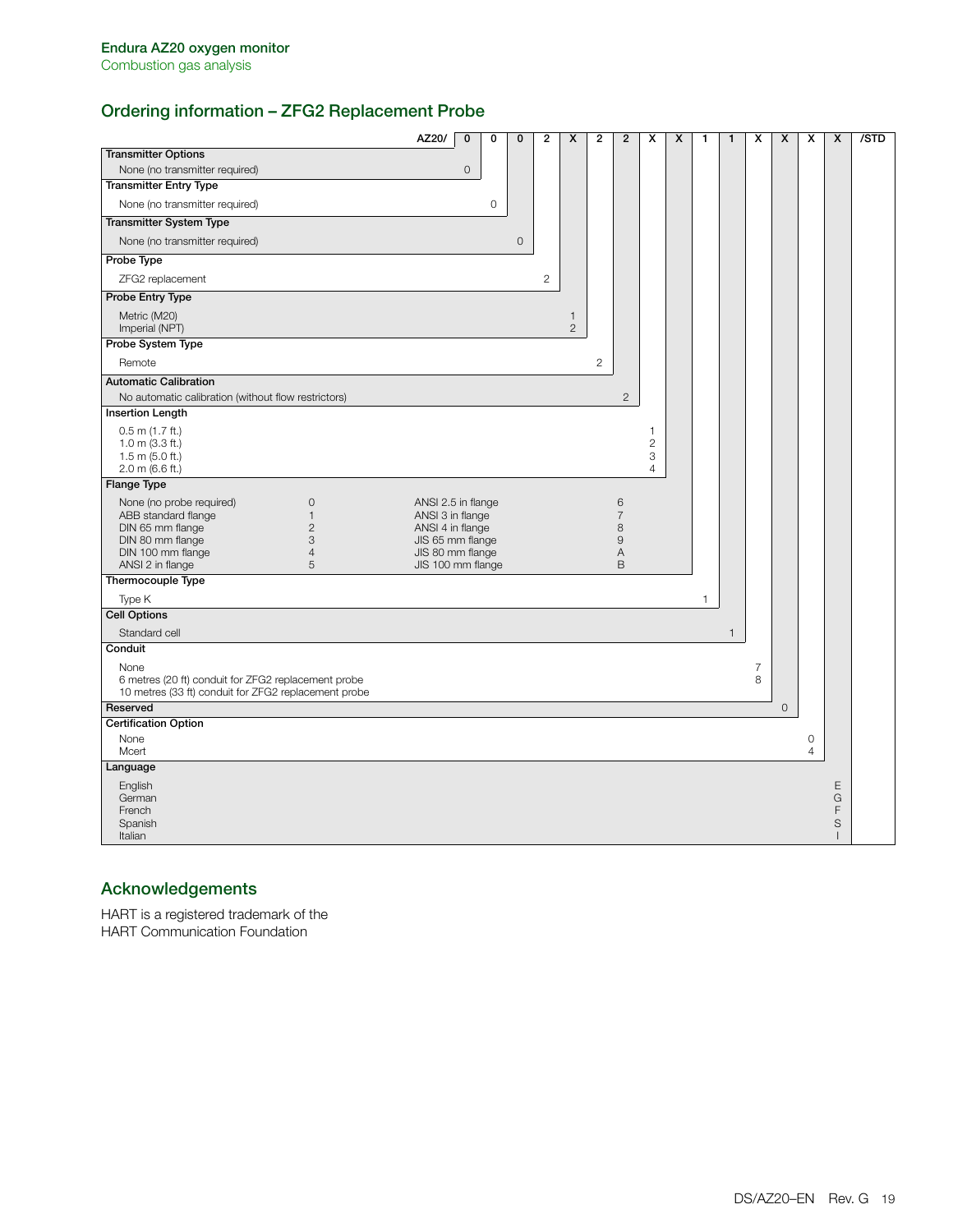## Ordering information – ZFG2 Replacement Probe

AZ20/ 0 0 0 2 X 2 2 X X 1 1 X X X X /STD

| Option | Code |
|---|---|
| **Transmitter Options** | |
| None (no transmitter required) | 0 |
| **Transmitter Entry Type** | |
| None (no transmitter required) | 0 |
| **Transmitter System Type** | |
| None (no transmitter required) | 0 |
| **Probe Type** | |
| ZFG2 replacement | 2 |
| **Probe Entry Type** | |
| Metric (M20) | 1 |
| Imperial (NPT) | 2 |
| **Probe System Type** | |
| Remote | 2 |
| **Automatic Calibration** | |
| No automatic calibration (without flow restrictors) | 2 |
| **Insertion Length** | |
| 0.5 m (1.7 ft.) | 1 |
| 1.0 m (3.3 ft.) | 2 |
| 1.5 m (5.0 ft.) | 3 |
| 2.0 m (6.6 ft.) | 4 |
| **Flange Type** | |
| None (no probe required) | 0 |
| ABB standard flange | 1 |
| DIN 65 mm flange | 2 |
| DIN 80 mm flange | 3 |
| DIN 100 mm flange | 4 |
| ANSI 2 in flange | 5 |
| ANSI 2.5 in flange | 6 |
| ANSI 3 in flange | 7 |
| ANSI 4 in flange | 8 |
| JIS 65 mm flange | 9 |
| JIS 80 mm flange | A |
| JIS 100 mm flange | B |
| **Thermocouple Type** | |
| Type K | 1 |
| **Cell Options** | |
| Standard cell | 1 |
| **Conduit** | |
| None | |
| 6 metres (20 ft) conduit for ZFG2 replacement probe | 7 |
| 10 metres (33 ft) conduit for ZFG2 replacement probe | 8 |
| **Reserved** | 0 |
| **Certification Option** | |
| None | 0 |
| Mcert | 4 |
| **Language** | |
| English | E |
| German | G |
| French | F |
| Spanish | S |
| Italian | I |

## Acknowledgements

HART is a registered trademark of the HART Communication Foundation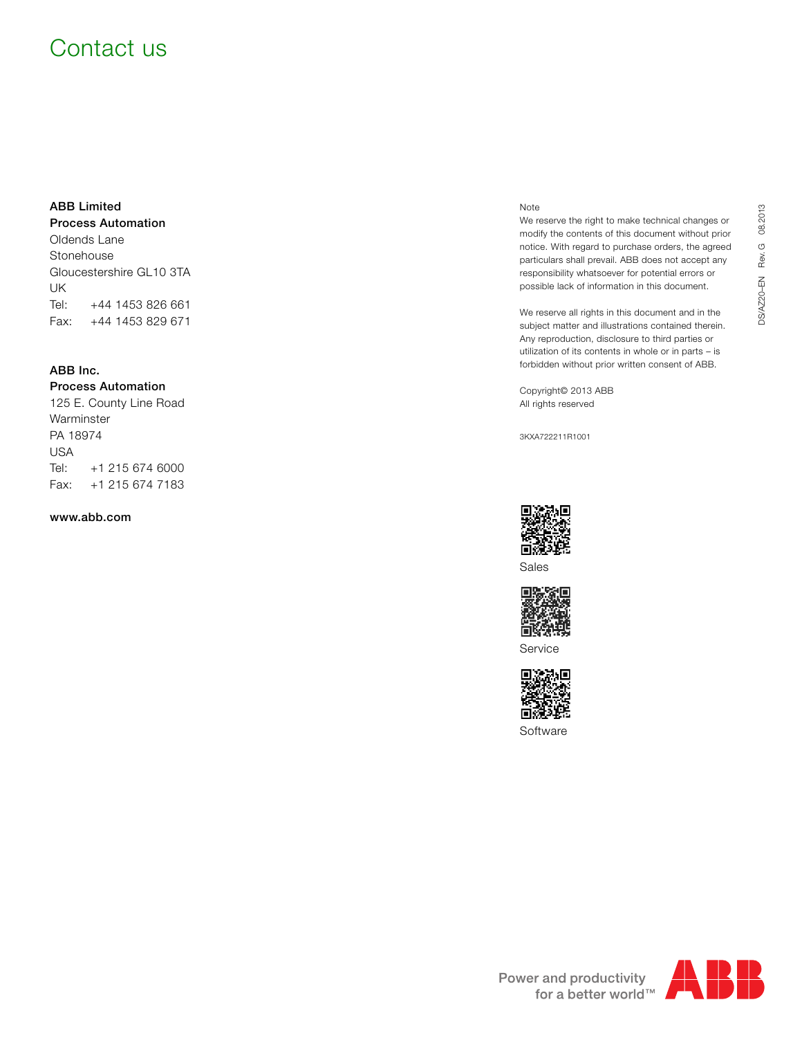# Contact us

**ABB Limited**
**Process Automation**
Oldends Lane
Stonehouse
Gloucestershire GL10 3TA
UK
Tel: +44 1453 826 661
Fax: +44 1453 829 671

**ABB Inc.**
**Process Automation**
125 E. County Line Road
Warminster
PA 18974
USA
Tel: +1 215 674 6000
Fax: +1 215 674 7183

**www.abb.com**

Note
We reserve the right to make technical changes or modify the contents of this document without prior notice. With regard to purchase orders, the agreed particulars shall prevail. ABB does not accept any responsibility whatsoever for potential errors or possible lack of information in this document.

We reserve all rights in this document and in the subject matter and illustrations contained therein. Any reproduction, disclosure to third parties or utilization of its contents in whole or in parts – is forbidden without prior written consent of ABB.

Copyright© 2013 ABB
All rights reserved

3KXA722211R1001

Sales

Service

Software

DS/AZ20–EN Rev. G 08.2013

Power and productivity for a better world™